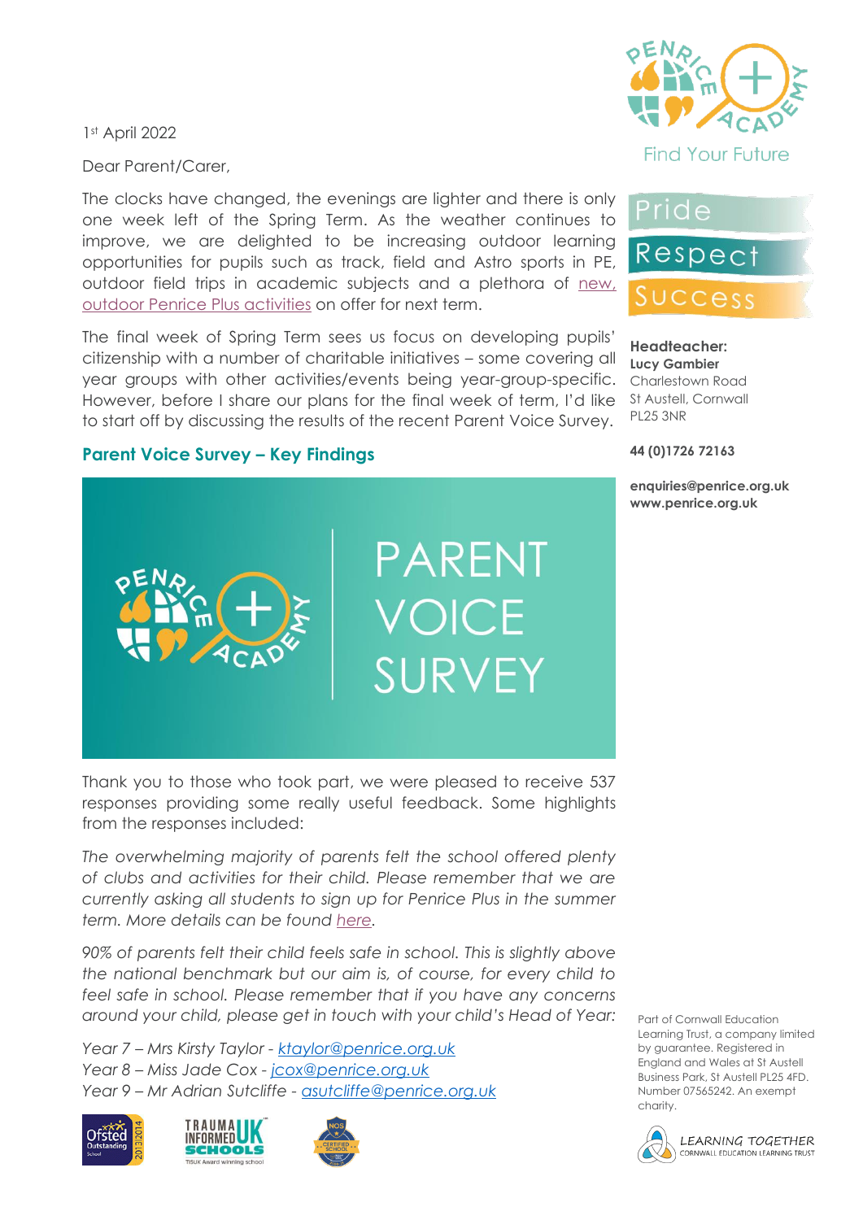1st April 2022

Dear Parent/Carer,

The clocks have changed, the evenings are lighter and there is only one week left of the Spring Term. As the weather continues to improve, we are delighted to be increasing outdoor learning opportunities for pupils such as track, field and Astro sports in PE, outdoor field trips in academic subjects and a plethora of new, outdoor Penrice Plus activities on offer for next term.

The final week of Spring Term sees us focus on developing pupils' citizenship with a number of charitable initiatives – some covering all year groups with other activities/events being year-group-specific. However, before I share our plans for the final week of term, I'd like to start off by discussing the results of the recent Parent Voice Survey.

## Parent Voice Survey – Key Findings

PARENT VOICE SURVEY

Thank you to those who took part, we were pleased to receive 537 responses providing some really useful feedback. Some highlights from the responses included:

*The overwhelming majority of parents felt the school offered plenty of clubs and activities for their child. Please remember that we are currently asking all students to sign up for Penrice Plus in the summer term. More details can be found here.*

*90% of parents felt their child feels safe in school. This is slightly above the national benchmark but our aim is, of course, for every child to feel safe in school. Please remember that if you have any concerns around your child, please get in touch with your child's Head of Year:*

*Year 7 – Mrs Kirsty Taylor - ktaylor@penrice.org.uk*
*Year 8 – Miss Jade Cox - jcox@penrice.org.uk*
*Year 9 – Mr Adrian Sutcliffe - asutcliffe@penrice.org.uk*

Find Your Future

Pride
Respect
Success

**Headteacher:**
**Lucy Gambier**
Charlestown Road
St Austell, Cornwall
PL25 3NR

**44 (0)1726 72163**

**enquiries@penrice.org.uk**
**www.penrice.org.uk**

Part of Cornwall Education Learning Trust, a company limited by guarantee. Registered in England and Wales at St Austell Business Park, St Austell PL25 4FD. Number 07565242. An exempt charity.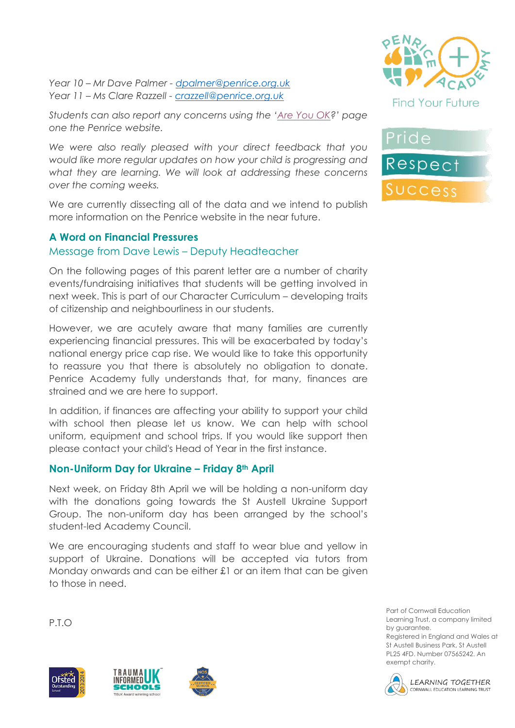*Year 10 – Mr Dave Palmer - dpalmer@penrice.org.uk*
*Year 11 – Ms Clare Razzell - crazzell@penrice.org.uk*

*Students can also report any concerns using the 'Are You OK?' page one the Penrice website.*

*We were also really pleased with your direct feedback that you would like more regular updates on how your child is progressing and what they are learning. We will look at addressing these concerns over the coming weeks.*

We are currently dissecting all of the data and we intend to publish more information on the Penrice website in the near future.

## A Word on Financial Pressures

### Message from Dave Lewis – Deputy Headteacher

On the following pages of this parent letter are a number of charity events/fundraising initiatives that students will be getting involved in next week. This is part of our Character Curriculum – developing traits of citizenship and neighbourliness in our students.

However, we are acutely aware that many families are currently experiencing financial pressures. This will be exacerbated by today's national energy price cap rise. We would like to take this opportunity to reassure you that there is absolutely no obligation to donate. Penrice Academy fully understands that, for many, finances are strained and we are here to support.

In addition, if finances are affecting your ability to support your child with school then please let us know. We can help with school uniform, equipment and school trips. If you would like support then please contact your child's Head of Year in the first instance.

## Non-Uniform Day for Ukraine – Friday 8th April

Next week, on Friday 8th April we will be holding a non-uniform day with the donations going towards the St Austell Ukraine Support Group. The non-uniform day has been arranged by the school's student-led Academy Council.

We are encouraging students and staff to wear blue and yellow in support of Ukraine. Donations will be accepted via tutors from Monday onwards and can be either £1 or an item that can be given to those in need.

P.T.O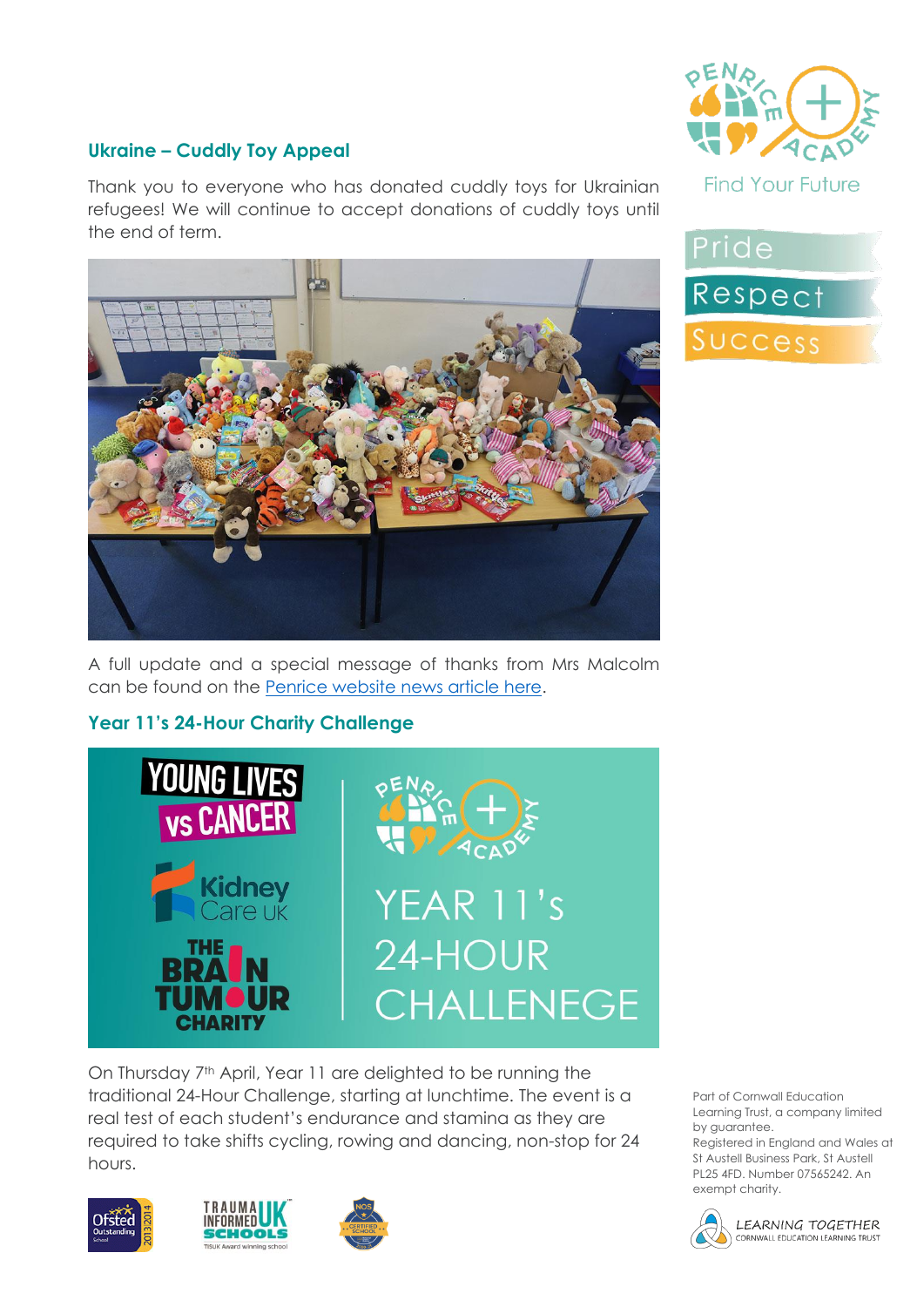## Ukraine – Cuddly Toy Appeal

Thank you to everyone who has donated cuddly toys for Ukrainian refugees! We will continue to accept donations of cuddly toys until the end of term.

A full update and a special message of thanks from Mrs Malcolm can be found on the [Penrice website news article here](#).

## Year 11's 24-Hour Charity Challenge

YOUNG LIVES vs CANCER

Kidney Care UK

THE BRAIN TUMOUR CHARITY

YEAR 11's 24-HOUR CHALLENEGE

On Thursday 7th April, Year 11 are delighted to be running the traditional 24-Hour Challenge, starting at lunchtime. The event is a real test of each student's endurance and stamina as they are required to take shifts cycling, rowing and dancing, non-stop for 24 hours.

Find Your Future

Pride

Respect

Success

Part of Cornwall Education Learning Trust, a company limited by guarantee. Registered in England and Wales at St Austell Business Park, St Austell PL25 4FD. Number 07565242. An exempt charity.

LEARNING TOGETHER
CORNWALL EDUCATION LEARNING TRUST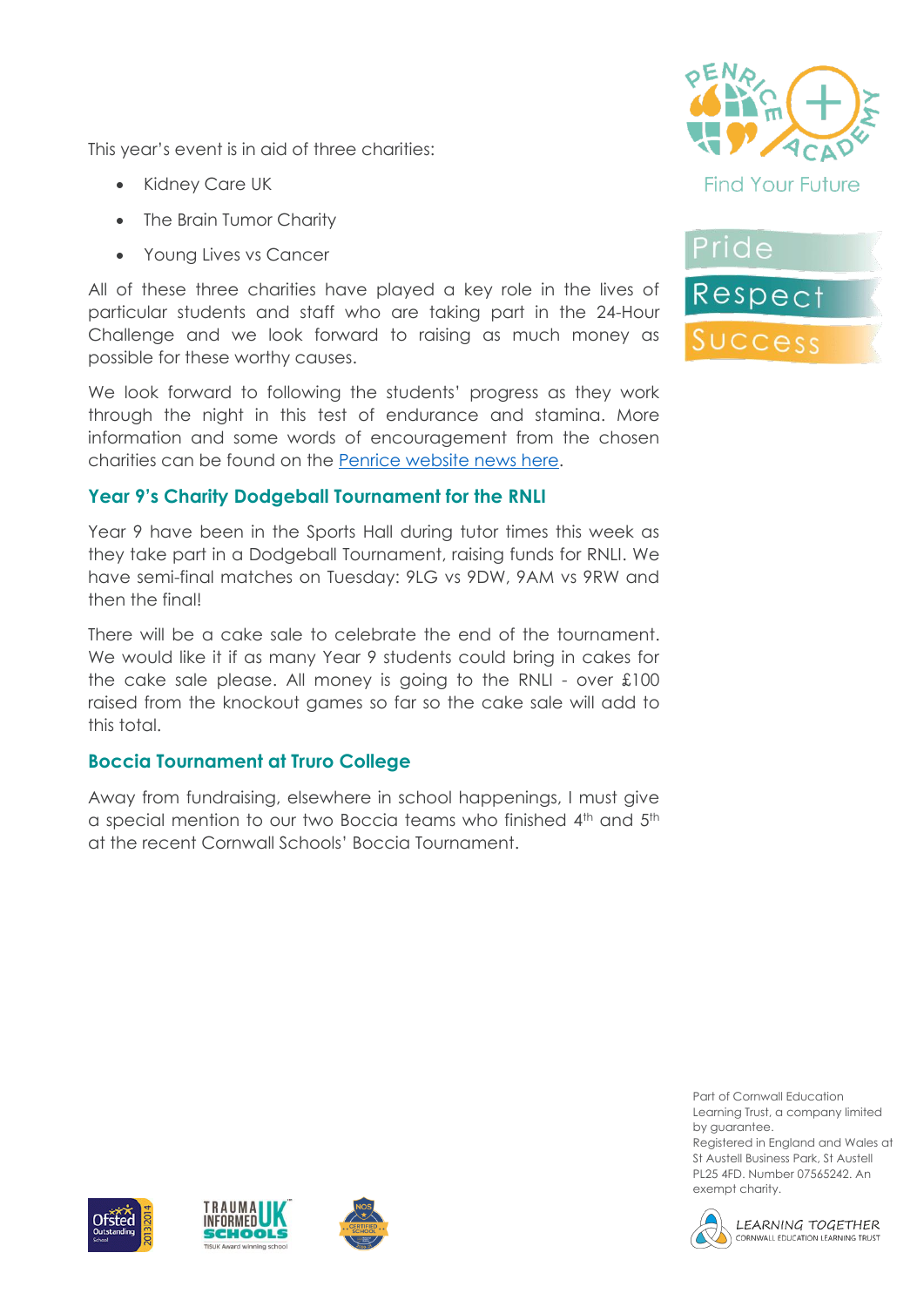This year's event is in aid of three charities:

- Kidney Care UK
- The Brain Tumor Charity
- Young Lives vs Cancer

All of these three charities have played a key role in the lives of particular students and staff who are taking part in the 24-Hour Challenge and we look forward to raising as much money as possible for these worthy causes.

We look forward to following the students' progress as they work through the night in this test of endurance and stamina. More information and some words of encouragement from the chosen charities can be found on the Penrice website news here.

### Year 9's Charity Dodgeball Tournament for the RNLI

Year 9 have been in the Sports Hall during tutor times this week as they take part in a Dodgeball Tournament, raising funds for RNLI. We have semi-final matches on Tuesday: 9LG vs 9DW, 9AM vs 9RW and then the final!

There will be a cake sale to celebrate the end of the tournament. We would like it if as many Year 9 students could bring in cakes for the cake sale please. All money is going to the RNLI - over £100 raised from the knockout games so far so the cake sale will add to this total.

### Boccia Tournament at Truro College

Away from fundraising, elsewhere in school happenings, I must give a special mention to our two Boccia teams who finished 4th and 5th at the recent Cornwall Schools' Boccia Tournament.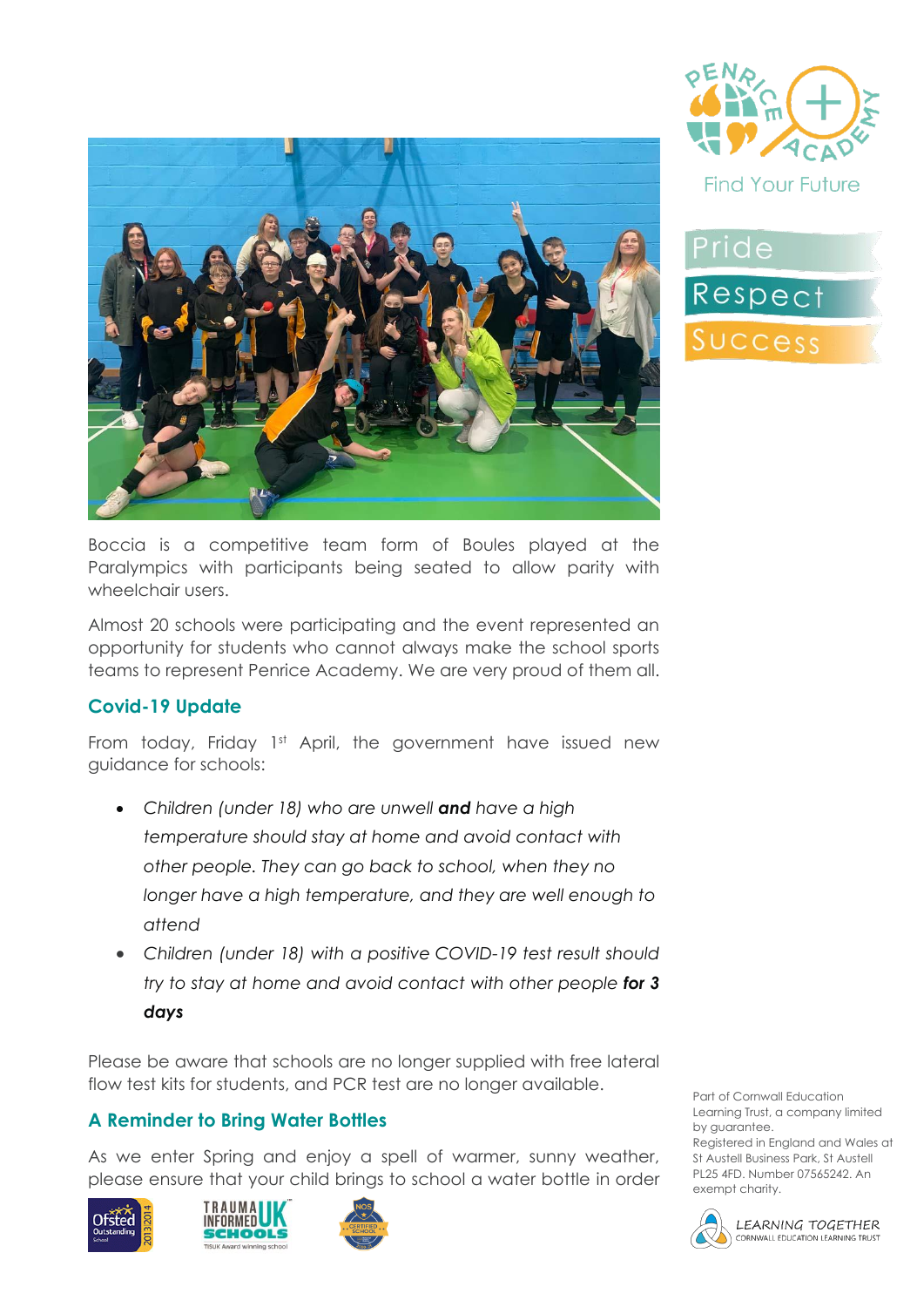Boccia is a competitive team form of Boules played at the Paralympics with participants being seated to allow parity with wheelchair users.

Almost 20 schools were participating and the event represented an opportunity for students who cannot always make the school sports teams to represent Penrice Academy. We are very proud of them all.

### Covid-19 Update

From today, Friday 1st April, the government have issued new guidance for schools:

- *Children (under 18) who are unwell **and** have a high temperature should stay at home and avoid contact with other people. They can go back to school, when they no longer have a high temperature, and they are well enough to attend*
- *Children (under 18) with a positive COVID-19 test result should try to stay at home and avoid contact with other people **for 3 days***

Please be aware that schools are no longer supplied with free lateral flow test kits for students, and PCR test are no longer available.

### A Reminder to Bring Water Bottles

As we enter Spring and enjoy a spell of warmer, sunny weather, please ensure that your child brings to school a water bottle in order

Find Your Future

Pride

Respect

Success

Part of Cornwall Education Learning Trust, a company limited by guarantee.
Registered in England and Wales at St Austell Business Park, St Austell PL25 4FD. Number 07565242. An exempt charity.

LEARNING TOGETHER
CORNWALL EDUCATION LEARNING TRUST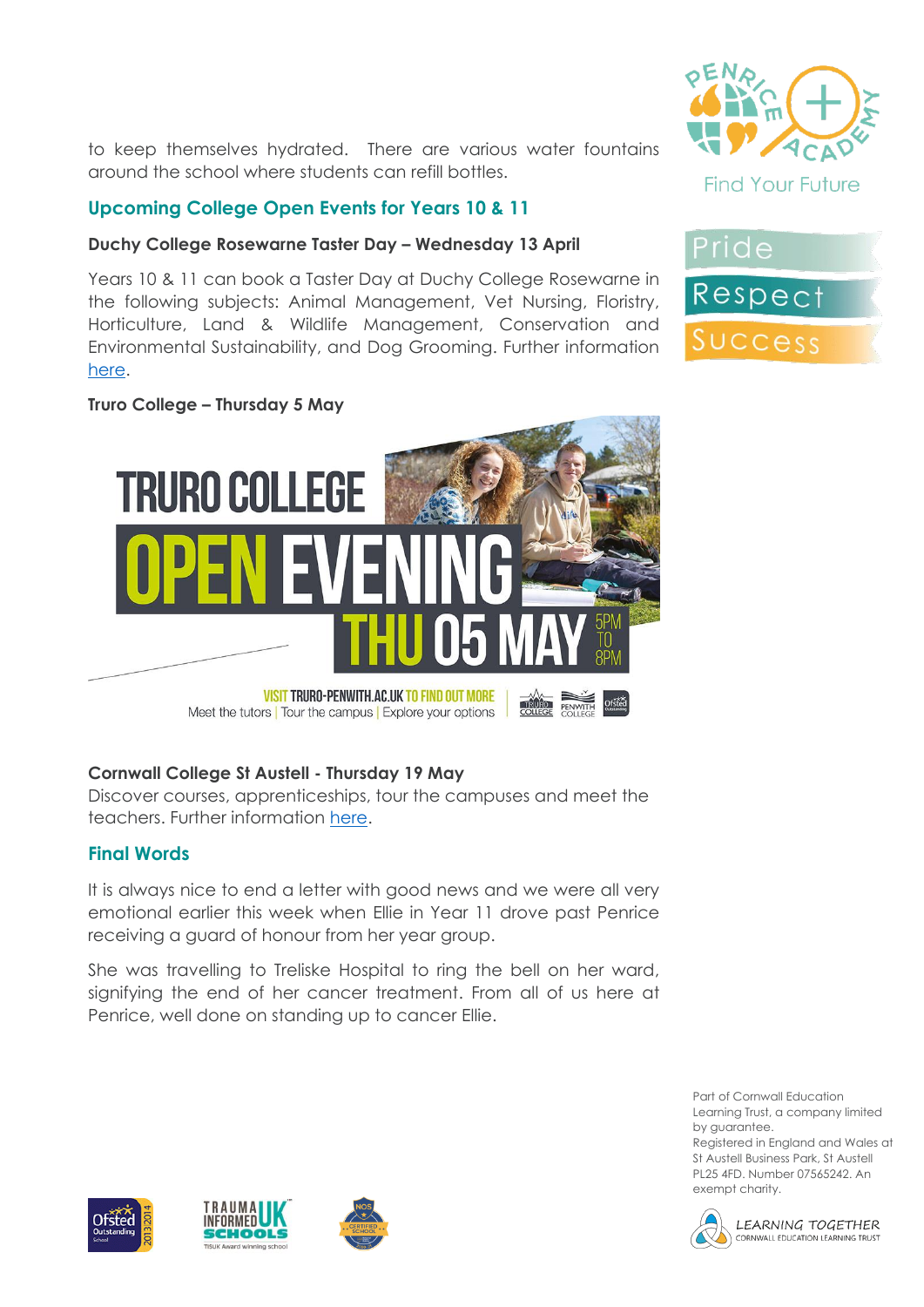to keep themselves hydrated. There are various water fountains around the school where students can refill bottles.

## Upcoming College Open Events for Years 10 & 11

**Duchy College Rosewarne Taster Day – Wednesday 13 April**

Years 10 & 11 can book a Taster Day at Duchy College Rosewarne in the following subjects: Animal Management, Vet Nursing, Floristry, Horticulture, Land & Wildlife Management, Conservation and Environmental Sustainability, and Dog Grooming. Further information here.

**Truro College – Thursday 5 May**

TRURO COLLEGE OPEN EVENING THU 05 MAY 5PM TO 8PM

VISIT TRURO-PENWITH.AC.UK TO FIND OUT MORE

Meet the tutors | Tour the campus | Explore your options

**Cornwall College St Austell - Thursday 19 May**

Discover courses, apprenticeships, tour the campuses and meet the teachers. Further information here.

## Final Words

It is always nice to end a letter with good news and we were all very emotional earlier this week when Ellie in Year 11 drove past Penrice receiving a guard of honour from her year group.

She was travelling to Treliske Hospital to ring the bell on her ward, signifying the end of her cancer treatment. From all of us here at Penrice, well done on standing up to cancer Ellie.

Part of Cornwall Education Learning Trust, a company limited by guarantee. Registered in England and Wales at St Austell Business Park, St Austell PL25 4FD. Number 07565242. An exempt charity.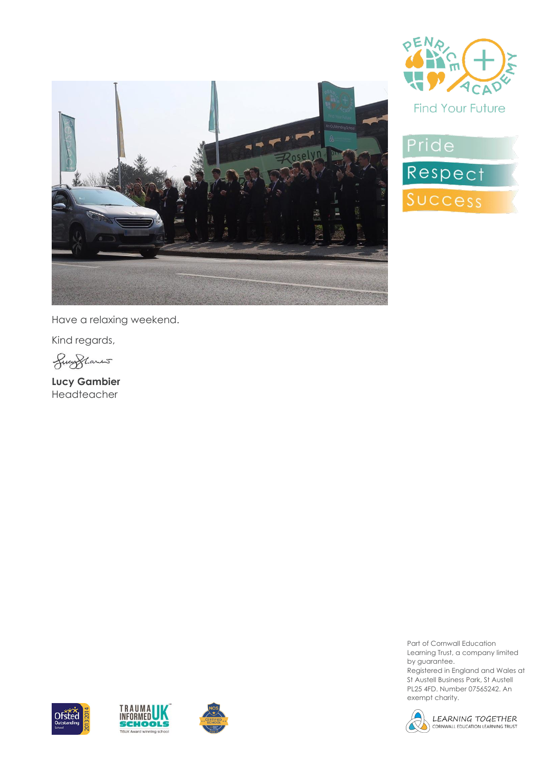Have a relaxing weekend.

Kind regards,

**Lucy Gambier**
Headteacher

Part of Cornwall Education Learning Trust, a company limited by guarantee.
Registered in England and Wales at St Austell Business Park, St Austell PL25 4FD. Number 07565242. An exempt charity.